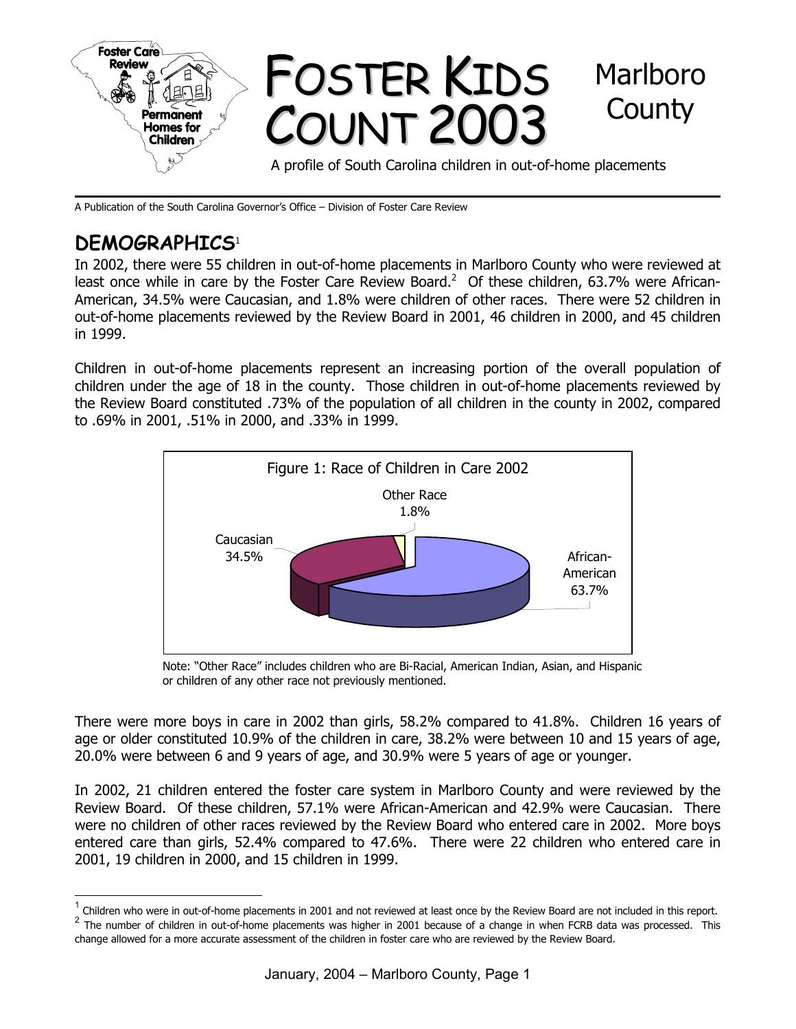# FOSTER KIDS COUNT 2003

# Marlboro County

A profile of South Carolina children in out-of-home placements

A Publication of the South Carolina Governor's Office – Division of Foster Care Review

## DEMOGRAPHICS[1]

In 2002, there were 55 children in out-of-home placements in Marlboro County who were reviewed at least once while in care by the Foster Care Review Board.[2] Of these children, 63.7% were African-American, 34.5% were Caucasian, and 1.8% were children of other races. There were 52 children in out-of-home placements reviewed by the Review Board in 2001, 46 children in 2000, and 45 children in 1999.

Children in out-of-home placements represent an increasing portion of the overall population of children under the age of 18 in the county. Those children in out-of-home placements reviewed by the Review Board constituted .73% of the population of all children in the county in 2002, compared to .69% in 2001, .51% in 2000, and .33% in 1999.

Figure 1: Race of Children in Care 2002

| Race | Percent |
|---|---|
| African-American | 63.7% |
| Caucasian | 34.5% |
| Other Race | 1.8% |

Note: "Other Race" includes children who are Bi-Racial, American Indian, Asian, and Hispanic or children of any other race not previously mentioned.

There were more boys in care in 2002 than girls, 58.2% compared to 41.8%. Children 16 years of age or older constituted 10.9% of the children in care, 38.2% were between 10 and 15 years of age, 20.0% were between 6 and 9 years of age, and 30.9% were 5 years of age or younger.

In 2002, 21 children entered the foster care system in Marlboro County and were reviewed by the Review Board. Of these children, 57.1% were African-American and 42.9% were Caucasian. There were no children of other races reviewed by the Review Board who entered care in 2002. More boys entered care than girls, 52.4% compared to 47.6%. There were 22 children who entered care in 2001, 19 children in 2000, and 15 children in 1999.

---

[1] Children who were in out-of-home placements in 2001 and not reviewed at least once by the Review Board are not included in this report.

[2] The number of children in out-of-home placements was higher in 2001 because of a change in when FCRB data was processed. This change allowed for a more accurate assessment of the children in foster care who are reviewed by the Review Board.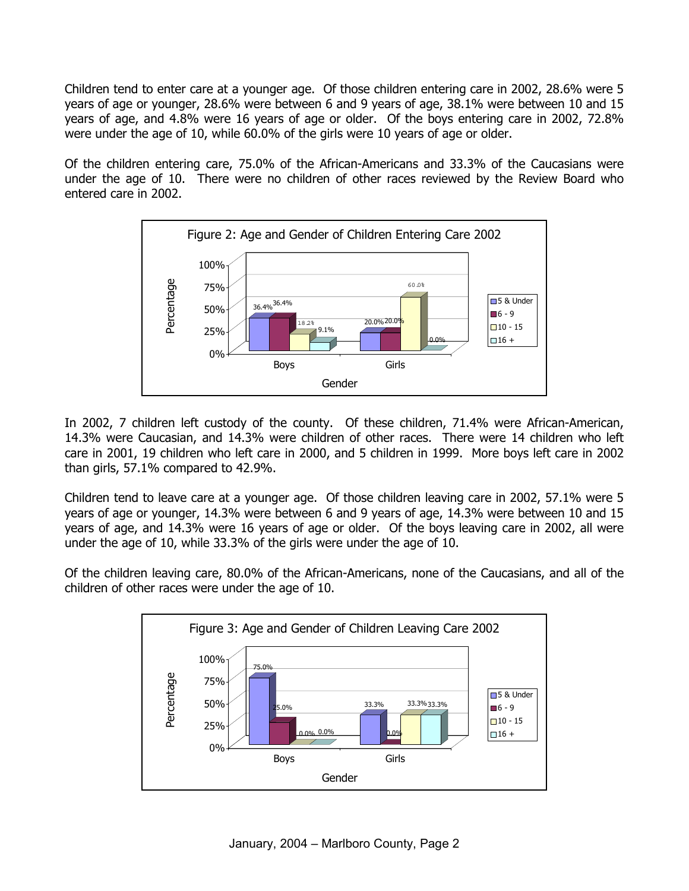Children tend to enter care at a younger age. Of those children entering care in 2002, 28.6% were 5 years of age or younger, 28.6% were between 6 and 9 years of age, 38.1% were between 10 and 15 years of age, and 4.8% were 16 years of age or older. Of the boys entering care in 2002, 72.8% were under the age of 10, while 60.0% of the girls were 10 years of age or older.

Of the children entering care, 75.0% of the African-Americans and 33.3% of the Caucasians were under the age of 10. There were no children of other races reviewed by the Review Board who entered care in 2002.

Figure 2: Age and Gender of Children Entering Care 2002

| Gender | 5 & Under | 6 - 9 | 10 - 15 | 16 + |
|---|---|---|---|---|
| Boys | 36.4% | 36.4% | 18.2% | 9.1% |
| Girls | 20.0% | 20.0% | 60.0% | 0.0% |

In 2002, 7 children left custody of the county. Of these children, 71.4% were African-American, 14.3% were Caucasian, and 14.3% were children of other races. There were 14 children who left care in 2001, 19 children who left care in 2000, and 5 children in 1999. More boys left care in 2002 than girls, 57.1% compared to 42.9%.

Children tend to leave care at a younger age. Of those children leaving care in 2002, 57.1% were 5 years of age or younger, 14.3% were between 6 and 9 years of age, 14.3% were between 10 and 15 years of age, and 14.3% were 16 years of age or older. Of the boys leaving care in 2002, all were under the age of 10, while 33.3% of the girls were under the age of 10.

Of the children leaving care, 80.0% of the African-Americans, none of the Caucasians, and all of the children of other races were under the age of 10.

Figure 3: Age and Gender of Children Leaving Care 2002

| Gender | 5 & Under | 6 - 9 | 10 - 15 | 16 + |
|---|---|---|---|---|
| Boys | 75.0% | 25.0% | 0.0% | 0.0% |
| Girls | 33.3% | 0.0% | 33.3% | 33.3% |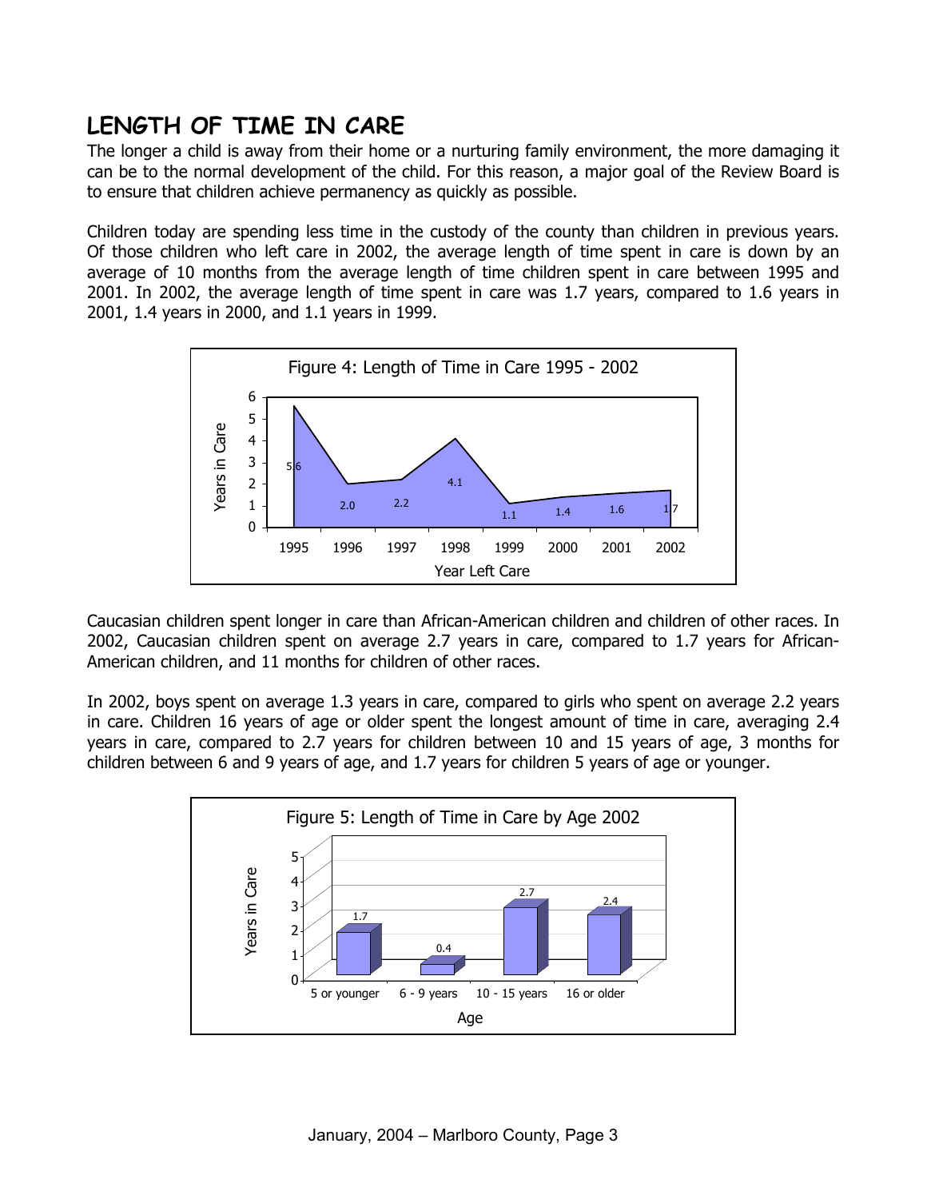## LENGTH OF TIME IN CARE

The longer a child is away from their home or a nurturing family environment, the more damaging it can be to the normal development of the child. For this reason, a major goal of the Review Board is to ensure that children achieve permanency as quickly as possible.

Children today are spending less time in the custody of the county than children in previous years. Of those children who left care in 2002, the average length of time spent in care is down by an average of 10 months from the average length of time children spent in care between 1995 and 2001. In 2002, the average length of time spent in care was 1.7 years, compared to 1.6 years in 2001, 1.4 years in 2000, and 1.1 years in 1999.

Figure 4: Length of Time in Care 1995 - 2002

| Year Left Care | 1995 | 1996 | 1997 | 1998 | 1999 | 2000 | 2001 | 2002 |
|---|---|---|---|---|---|---|---|---|
| Years in Care | 5.6 | 2.0 | 2.2 | 4.1 | 1.1 | 1.4 | 1.6 | 1.7 |

Caucasian children spent longer in care than African-American children and children of other races. In 2002, Caucasian children spent on average 2.7 years in care, compared to 1.7 years for African-American children, and 11 months for children of other races.

In 2002, boys spent on average 1.3 years in care, compared to girls who spent on average 2.2 years in care. Children 16 years of age or older spent the longest amount of time in care, averaging 2.4 years in care, compared to 2.7 years for children between 10 and 15 years of age, 3 months for children between 6 and 9 years of age, and 1.7 years for children 5 years of age or younger.

Figure 5: Length of Time in Care by Age 2002

| Age | 5 or younger | 6 - 9 years | 10 - 15 years | 16 or older |
|---|---|---|---|---|
| Years in Care | 1.7 | 0.4 | 2.7 | 2.4 |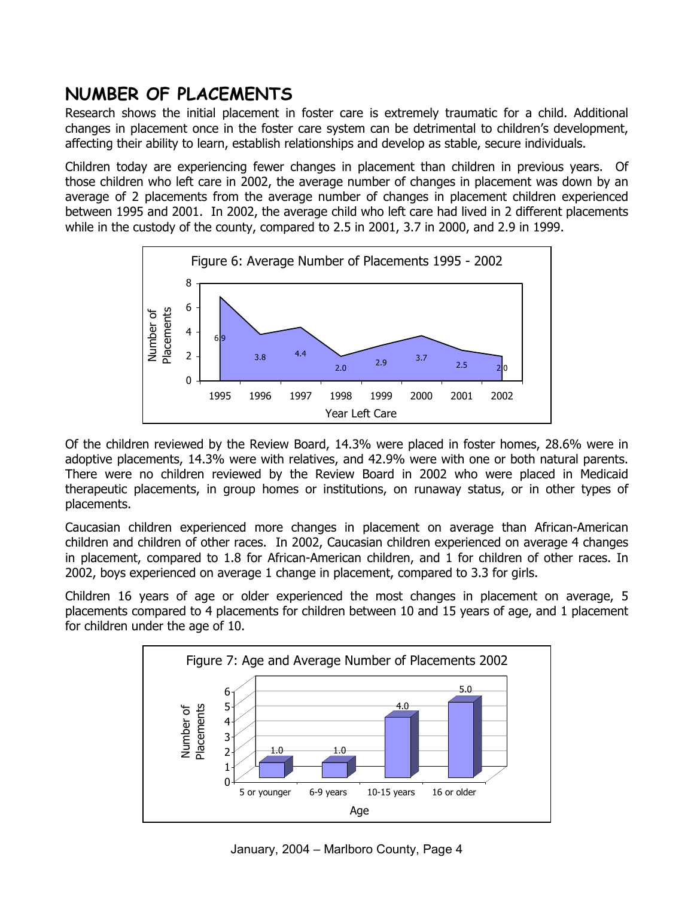## NUMBER OF PLACEMENTS

Research shows the initial placement in foster care is extremely traumatic for a child. Additional changes in placement once in the foster care system can be detrimental to children's development, affecting their ability to learn, establish relationships and develop as stable, secure individuals.

Children today are experiencing fewer changes in placement than children in previous years. Of those children who left care in 2002, the average number of changes in placement was down by an average of 2 placements from the average number of changes in placement children experienced between 1995 and 2001. In 2002, the average child who left care had lived in 2 different placements while in the custody of the county, compared to 2.5 in 2001, 3.7 in 2000, and 2.9 in 1999.

Figure 6: Average Number of Placements 1995 - 2002

| Year Left Care | Number of Placements |
|---|---|
| 1995 | 6.9 |
| 1996 | 3.8 |
| 1997 | 4.4 |
| 1998 | 2.0 |
| 1999 | 2.9 |
| 2000 | 3.7 |
| 2001 | 2.5 |
| 2002 | 2.0 |

Of the children reviewed by the Review Board, 14.3% were placed in foster homes, 28.6% were in adoptive placements, 14.3% were with relatives, and 42.9% were with one or both natural parents. There were no children reviewed by the Review Board in 2002 who were placed in Medicaid therapeutic placements, in group homes or institutions, on runaway status, or in other types of placements.

Caucasian children experienced more changes in placement on average than African-American children and children of other races. In 2002, Caucasian children experienced on average 4 changes in placement, compared to 1.8 for African-American children, and 1 for children of other races. In 2002, boys experienced on average 1 change in placement, compared to 3.3 for girls.

Children 16 years of age or older experienced the most changes in placement on average, 5 placements compared to 4 placements for children between 10 and 15 years of age, and 1 placement for children under the age of 10.

Figure 7: Age and Average Number of Placements 2002

| Age | Number of Placements |
|---|---|
| 5 or younger | 1.0 |
| 6-9 years | 1.0 |
| 10-15 years | 4.0 |
| 16 or older | 5.0 |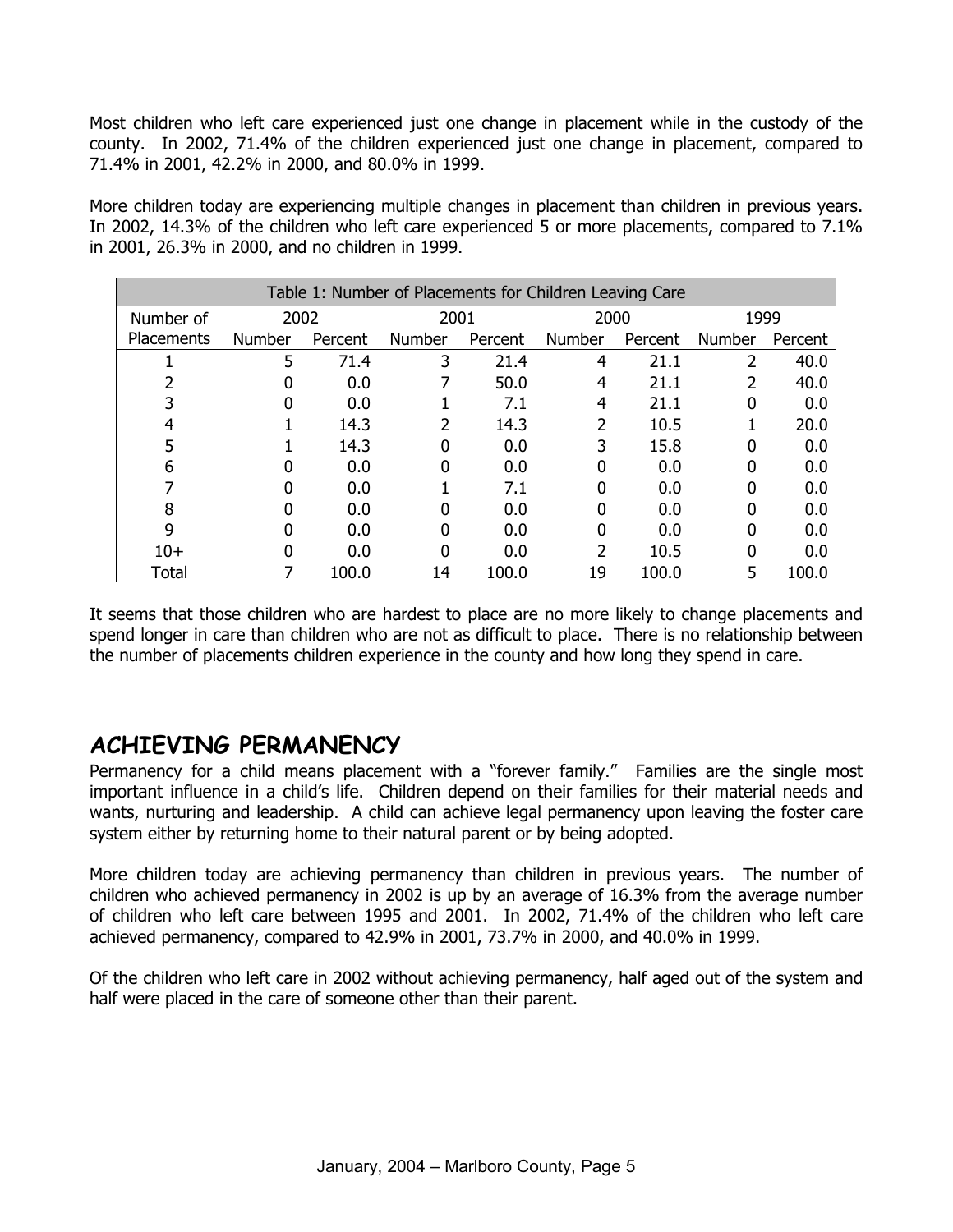Most children who left care experienced just one change in placement while in the custody of the county. In 2002, 71.4% of the children experienced just one change in placement, compared to 71.4% in 2001, 42.2% in 2000, and 80.0% in 1999.

More children today are experiencing multiple changes in placement than children in previous years. In 2002, 14.3% of the children who left care experienced 5 or more placements, compared to 7.1% in 2001, 26.3% in 2000, and no children in 1999.

| Table 1: Number of Placements for Children Leaving Care | | | | | | | | |
|---|---|---|---|---|---|---|---|---|
| Number of | 2002 | | 2001 | | 2000 | | 1999 | |
| Placements | Number | Percent | Number | Percent | Number | Percent | Number | Percent |
| 1 | 5 | 71.4 | 3 | 21.4 | 4 | 21.1 | 2 | 40.0 |
| 2 | 0 | 0.0 | 7 | 50.0 | 4 | 21.1 | 2 | 40.0 |
| 3 | 0 | 0.0 | 1 | 7.1 | 4 | 21.1 | 0 | 0.0 |
| 4 | 1 | 14.3 | 2 | 14.3 | 2 | 10.5 | 1 | 20.0 |
| 5 | 1 | 14.3 | 0 | 0.0 | 3 | 15.8 | 0 | 0.0 |
| 6 | 0 | 0.0 | 0 | 0.0 | 0 | 0.0 | 0 | 0.0 |
| 7 | 0 | 0.0 | 1 | 7.1 | 0 | 0.0 | 0 | 0.0 |
| 8 | 0 | 0.0 | 0 | 0.0 | 0 | 0.0 | 0 | 0.0 |
| 9 | 0 | 0.0 | 0 | 0.0 | 0 | 0.0 | 0 | 0.0 |
| 10+ | 0 | 0.0 | 0 | 0.0 | 2 | 10.5 | 0 | 0.0 |
| Total | 7 | 100.0 | 14 | 100.0 | 19 | 100.0 | 5 | 100.0 |

It seems that those children who are hardest to place are no more likely to change placements and spend longer in care than children who are not as difficult to place. There is no relationship between the number of placements children experience in the county and how long they spend in care.

## ACHIEVING PERMANENCY

Permanency for a child means placement with a "forever family." Families are the single most important influence in a child's life. Children depend on their families for their material needs and wants, nurturing and leadership. A child can achieve legal permanency upon leaving the foster care system either by returning home to their natural parent or by being adopted.

More children today are achieving permanency than children in previous years. The number of children who achieved permanency in 2002 is up by an average of 16.3% from the average number of children who left care between 1995 and 2001. In 2002, 71.4% of the children who left care achieved permanency, compared to 42.9% in 2001, 73.7% in 2000, and 40.0% in 1999.

Of the children who left care in 2002 without achieving permanency, half aged out of the system and half were placed in the care of someone other than their parent.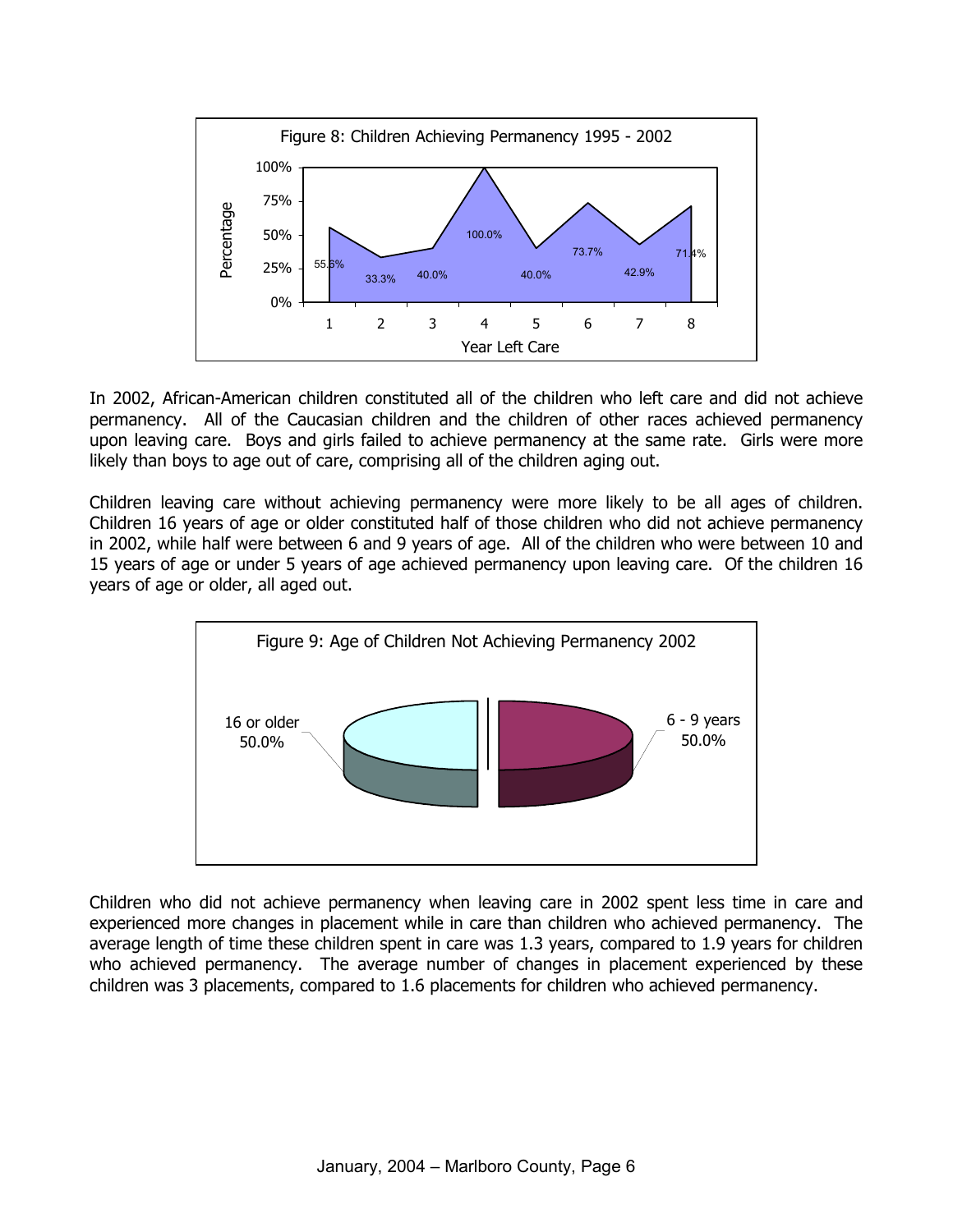Figure 8: Children Achieving Permanency 1995 - 2002

| Year Left Care | 1 | 2 | 3 | 4 | 5 | 6 | 7 | 8 |
|---|---|---|---|---|---|---|---|---|
| Percentage | 55.6% | 33.3% | 40.0% | 100.0% | 40.0% | 73.7% | 42.9% | 71.4% |

In 2002, African-American children constituted all of the children who left care and did not achieve permanency. All of the Caucasian children and the children of other races achieved permanency upon leaving care. Boys and girls failed to achieve permanency at the same rate. Girls were more likely than boys to age out of care, comprising all of the children aging out.

Children leaving care without achieving permanency were more likely to be all ages of children. Children 16 years of age or older constituted half of those children who did not achieve permanency in 2002, while half were between 6 and 9 years of age. All of the children who were between 10 and 15 years of age or under 5 years of age achieved permanency upon leaving care. Of the children 16 years of age or older, all aged out.

Figure 9: Age of Children Not Achieving Permanency 2002

| Age | Percentage |
|---|---|
| 16 or older | 50.0% |
| 6 - 9 years | 50.0% |

Children who did not achieve permanency when leaving care in 2002 spent less time in care and experienced more changes in placement while in care than children who achieved permanency. The average length of time these children spent in care was 1.3 years, compared to 1.9 years for children who achieved permanency. The average number of changes in placement experienced by these children was 3 placements, compared to 1.6 placements for children who achieved permanency.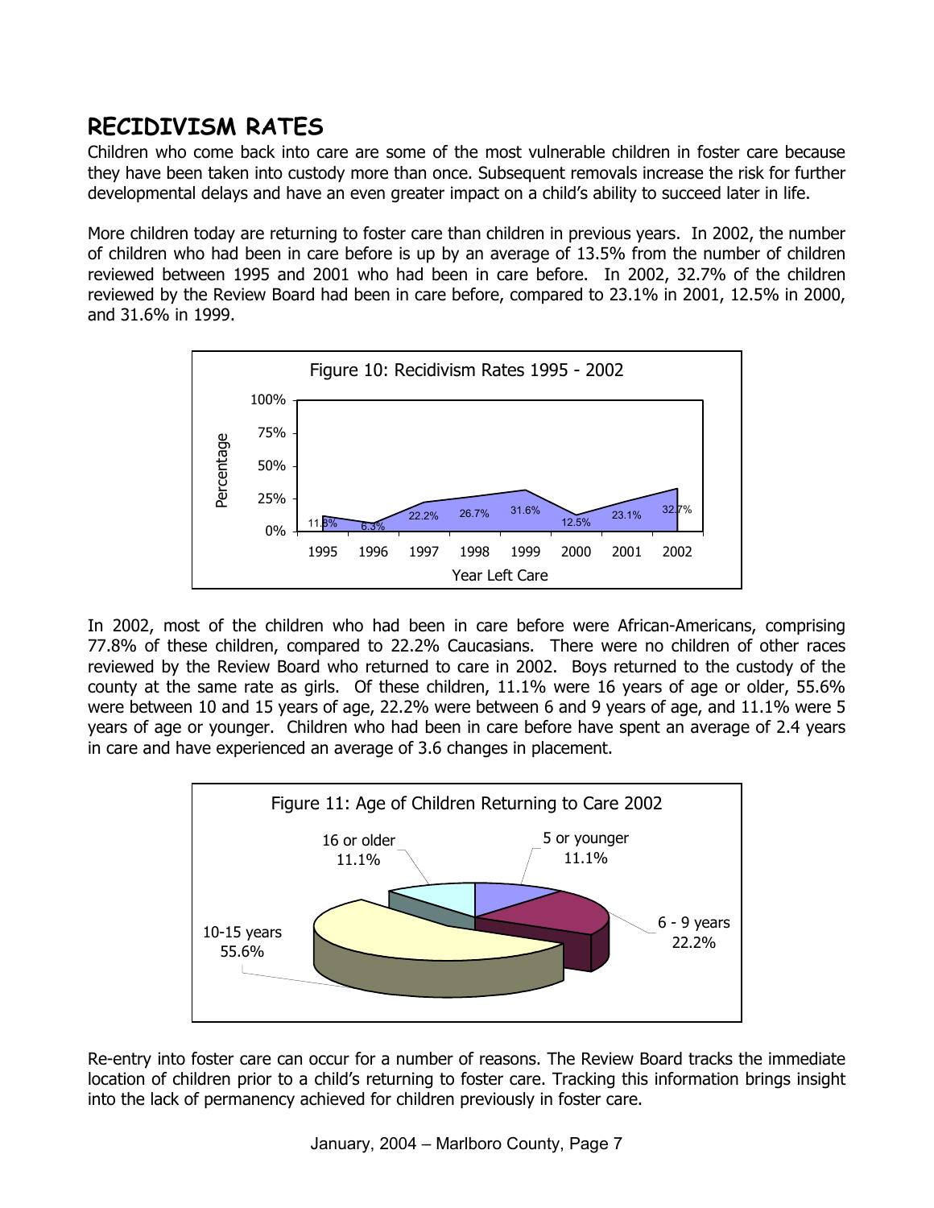## RECIDIVISM RATES

Children who come back into care are some of the most vulnerable children in foster care because they have been taken into custody more than once. Subsequent removals increase the risk for further developmental delays and have an even greater impact on a child's ability to succeed later in life.

More children today are returning to foster care than children in previous years. In 2002, the number of children who had been in care before is up by an average of 13.5% from the number of children reviewed between 1995 and 2001 who had been in care before. In 2002, 32.7% of the children reviewed by the Review Board had been in care before, compared to 23.1% in 2001, 12.5% in 2000, and 31.6% in 1999.

Figure 10: Recidivism Rates 1995 - 2002

| Year Left Care | 1995 | 1996 | 1997 | 1998 | 1999 | 2000 | 2001 | 2002 |
|---|---|---|---|---|---|---|---|---|
| Percentage | 11.6% | 6.3% | 22.2% | 26.7% | 31.6% | 12.5% | 23.1% | 32.7% |

In 2002, most of the children who had been in care before were African-Americans, comprising 77.8% of these children, compared to 22.2% Caucasians. There were no children of other races reviewed by the Review Board who returned to care in 2002. Boys returned to the custody of the county at the same rate as girls. Of these children, 11.1% were 16 years of age or older, 55.6% were between 10 and 15 years of age, 22.2% were between 6 and 9 years of age, and 11.1% were 5 years of age or younger. Children who had been in care before have spent an average of 2.4 years in care and have experienced an average of 3.6 changes in placement.

Figure 11: Age of Children Returning to Care 2002

| Age | Percentage |
|---|---|
| 5 or younger | 11.1% |
| 6 - 9 years | 22.2% |
| 10-15 years | 55.6% |
| 16 or older | 11.1% |

Re-entry into foster care can occur for a number of reasons. The Review Board tracks the immediate location of children prior to a child's returning to foster care. Tracking this information brings insight into the lack of permanency achieved for children previously in foster care.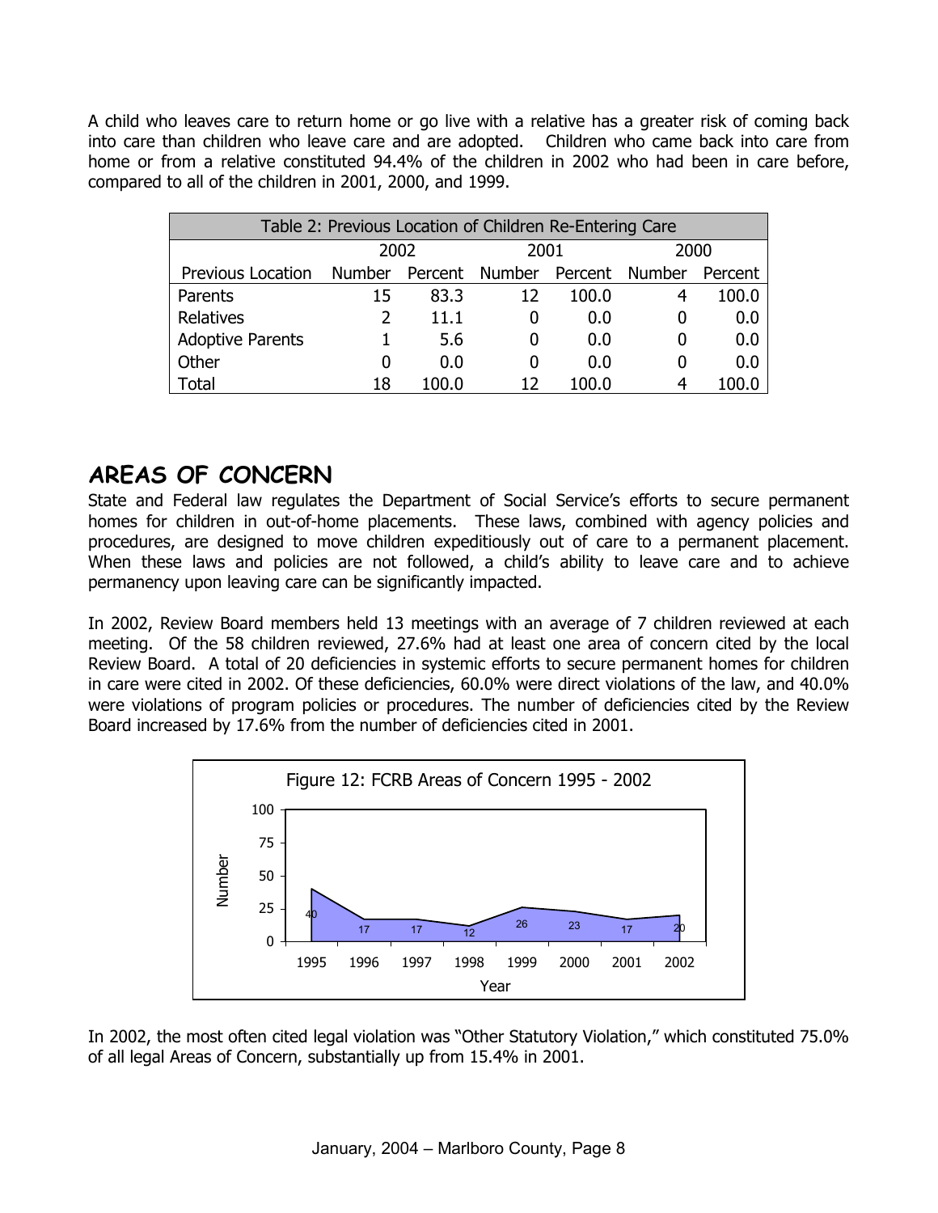A child who leaves care to return home or go live with a relative has a greater risk of coming back into care than children who leave care and are adopted. Children who came back into care from home or from a relative constituted 94.4% of the children in 2002 who had been in care before, compared to all of the children in 2001, 2000, and 1999.

| Table 2: Previous Location of Children Re-Entering Care | | | | | | |
|---|---|---|---|---|---|---|
| | 2002 | | 2001 | | 2000 | |
| Previous Location | Number | Percent | Number | Percent | Number | Percent |
| Parents | 15 | 83.3 | 12 | 100.0 | 4 | 100.0 |
| Relatives | 2 | 11.1 | 0 | 0.0 | 0 | 0.0 |
| Adoptive Parents | 1 | 5.6 | 0 | 0.0 | 0 | 0.0 |
| Other | 0 | 0.0 | 0 | 0.0 | 0 | 0.0 |
| Total | 18 | 100.0 | 12 | 100.0 | 4 | 100.0 |

## AREAS OF CONCERN

State and Federal law regulates the Department of Social Service's efforts to secure permanent homes for children in out-of-home placements. These laws, combined with agency policies and procedures, are designed to move children expeditiously out of care to a permanent placement. When these laws and policies are not followed, a child's ability to leave care and to achieve permanency upon leaving care can be significantly impacted.

In 2002, Review Board members held 13 meetings with an average of 7 children reviewed at each meeting. Of the 58 children reviewed, 27.6% had at least one area of concern cited by the local Review Board. A total of 20 deficiencies in systemic efforts to secure permanent homes for children in care were cited in 2002. Of these deficiencies, 60.0% were direct violations of the law, and 40.0% were violations of program policies or procedures. The number of deficiencies cited by the Review Board increased by 17.6% from the number of deficiencies cited in 2001.

Figure 12: FCRB Areas of Concern 1995 - 2002

| Year | 1995 | 1996 | 1997 | 1998 | 1999 | 2000 | 2001 | 2002 |
|---|---|---|---|---|---|---|---|---|
| Number | 40 | 17 | 17 | 12 | 26 | 23 | 17 | 20 |

In 2002, the most often cited legal violation was "Other Statutory Violation," which constituted 75.0% of all legal Areas of Concern, substantially up from 15.4% in 2001.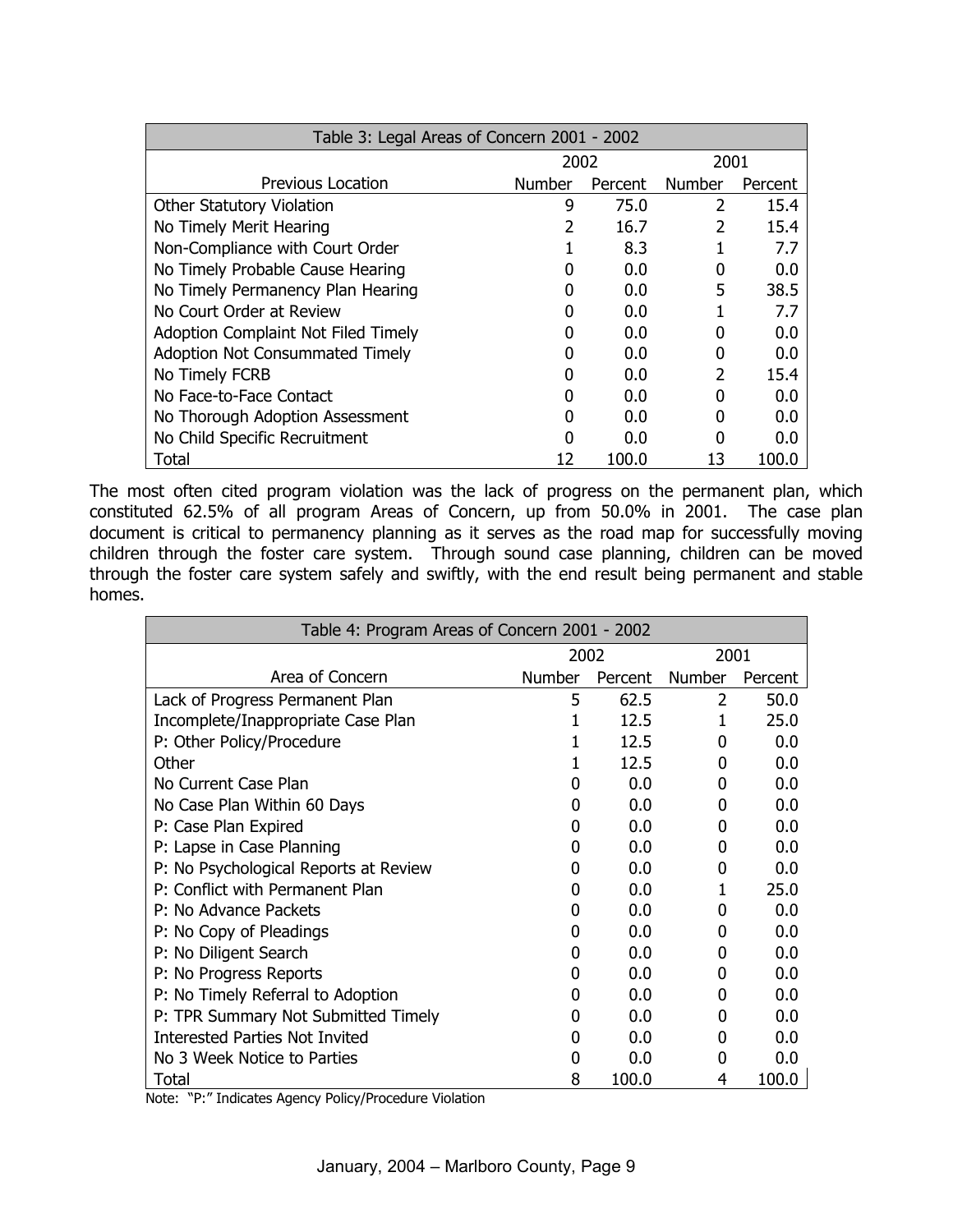| Table 3: Legal Areas of Concern 2001 - 2002 | | | | |
|---|---|---|---|---|
| | 2002 | | 2001 | |
| Previous Location | Number | Percent | Number | Percent |
| Other Statutory Violation | 9 | 75.0 | 2 | 15.4 |
| No Timely Merit Hearing | 2 | 16.7 | 2 | 15.4 |
| Non-Compliance with Court Order | 1 | 8.3 | 1 | 7.7 |
| No Timely Probable Cause Hearing | 0 | 0.0 | 0 | 0.0 |
| No Timely Permanency Plan Hearing | 0 | 0.0 | 5 | 38.5 |
| No Court Order at Review | 0 | 0.0 | 1 | 7.7 |
| Adoption Complaint Not Filed Timely | 0 | 0.0 | 0 | 0.0 |
| Adoption Not Consummated Timely | 0 | 0.0 | 0 | 0.0 |
| No Timely FCRB | 0 | 0.0 | 2 | 15.4 |
| No Face-to-Face Contact | 0 | 0.0 | 0 | 0.0 |
| No Thorough Adoption Assessment | 0 | 0.0 | 0 | 0.0 |
| No Child Specific Recruitment | 0 | 0.0 | 0 | 0.0 |
| Total | 12 | 100.0 | 13 | 100.0 |

The most often cited program violation was the lack of progress on the permanent plan, which constituted 62.5% of all program Areas of Concern, up from 50.0% in 2001. The case plan document is critical to permanency planning as it serves as the road map for successfully moving children through the foster care system. Through sound case planning, children can be moved through the foster care system safely and swiftly, with the end result being permanent and stable homes.

| Table 4: Program Areas of Concern 2001 - 2002 | | | | |
|---|---|---|---|---|
| | 2002 | | 2001 | |
| Area of Concern | Number | Percent | Number | Percent |
| Lack of Progress Permanent Plan | 5 | 62.5 | 2 | 50.0 |
| Incomplete/Inappropriate Case Plan | 1 | 12.5 | 1 | 25.0 |
| P: Other Policy/Procedure | 1 | 12.5 | 0 | 0.0 |
| Other | 1 | 12.5 | 0 | 0.0 |
| No Current Case Plan | 0 | 0.0 | 0 | 0.0 |
| No Case Plan Within 60 Days | 0 | 0.0 | 0 | 0.0 |
| P: Case Plan Expired | 0 | 0.0 | 0 | 0.0 |
| P: Lapse in Case Planning | 0 | 0.0 | 0 | 0.0 |
| P: No Psychological Reports at Review | 0 | 0.0 | 0 | 0.0 |
| P: Conflict with Permanent Plan | 0 | 0.0 | 1 | 25.0 |
| P: No Advance Packets | 0 | 0.0 | 0 | 0.0 |
| P: No Copy of Pleadings | 0 | 0.0 | 0 | 0.0 |
| P: No Diligent Search | 0 | 0.0 | 0 | 0.0 |
| P: No Progress Reports | 0 | 0.0 | 0 | 0.0 |
| P: No Timely Referral to Adoption | 0 | 0.0 | 0 | 0.0 |
| P: TPR Summary Not Submitted Timely | 0 | 0.0 | 0 | 0.0 |
| Interested Parties Not Invited | 0 | 0.0 | 0 | 0.0 |
| No 3 Week Notice to Parties | 0 | 0.0 | 0 | 0.0 |
| Total | 8 | 100.0 | 4 | 100.0 |

Note: "P:" Indicates Agency Policy/Procedure Violation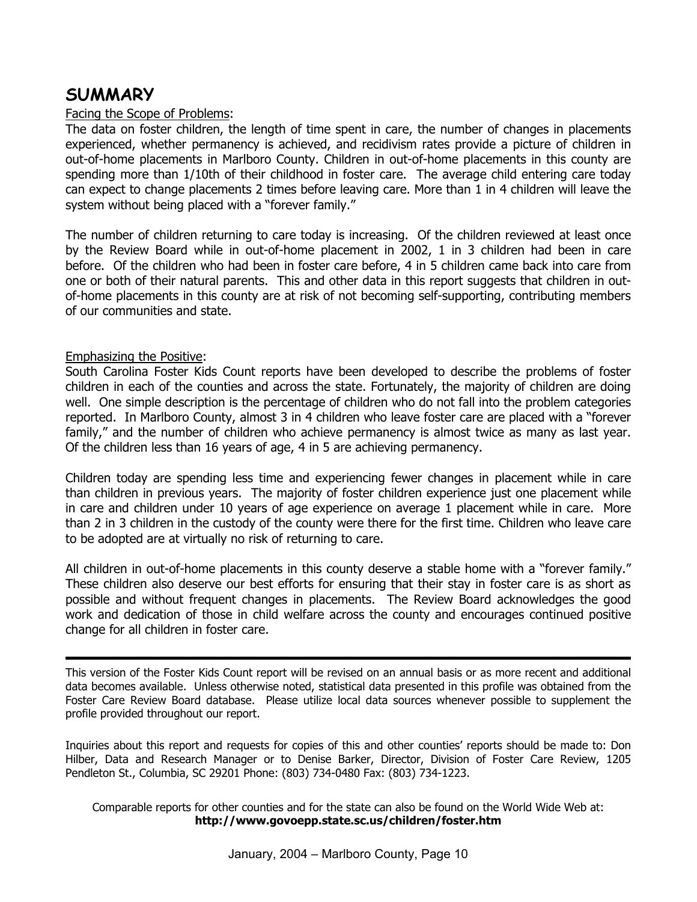# SUMMARY

Facing the Scope of Problems:

The data on foster children, the length of time spent in care, the number of changes in placements experienced, whether permanency is achieved, and recidivism rates provide a picture of children in out-of-home placements in Marlboro County. Children in out-of-home placements in this county are spending more than 1/10th of their childhood in foster care. The average child entering care today can expect to change placements 2 times before leaving care. More than 1 in 4 children will leave the system without being placed with a "forever family."

The number of children returning to care today is increasing. Of the children reviewed at least once by the Review Board while in out-of-home placement in 2002, 1 in 3 children had been in care before. Of the children who had been in foster care before, 4 in 5 children came back into care from one or both of their natural parents. This and other data in this report suggests that children in out-of-home placements in this county are at risk of not becoming self-supporting, contributing members of our communities and state.

Emphasizing the Positive:

South Carolina Foster Kids Count reports have been developed to describe the problems of foster children in each of the counties and across the state. Fortunately, the majority of children are doing well. One simple description is the percentage of children who do not fall into the problem categories reported. In Marlboro County, almost 3 in 4 children who leave foster care are placed with a "forever family," and the number of children who achieve permanency is almost twice as many as last year. Of the children less than 16 years of age, 4 in 5 are achieving permanency.

Children today are spending less time and experiencing fewer changes in placement while in care than children in previous years. The majority of foster children experience just one placement while in care and children under 10 years of age experience on average 1 placement while in care. More than 2 in 3 children in the custody of the county were there for the first time. Children who leave care to be adopted are at virtually no risk of returning to care.

All children in out-of-home placements in this county deserve a stable home with a "forever family." These children also deserve our best efforts for ensuring that their stay in foster care is as short as possible and without frequent changes in placements. The Review Board acknowledges the good work and dedication of those in child welfare across the county and encourages continued positive change for all children in foster care.

---

This version of the Foster Kids Count report will be revised on an annual basis or as more recent and additional data becomes available. Unless otherwise noted, statistical data presented in this profile was obtained from the Foster Care Review Board database. Please utilize local data sources whenever possible to supplement the profile provided throughout our report.

Inquiries about this report and requests for copies of this and other counties' reports should be made to: Don Hilber, Data and Research Manager or to Denise Barker, Director, Division of Foster Care Review, 1205 Pendleton St., Columbia, SC 29201 Phone: (803) 734-0480 Fax: (803) 734-1223.

Comparable reports for other counties and for the state can also be found on the World Wide Web at:
**http://www.govoepp.state.sc.us/children/foster.htm**